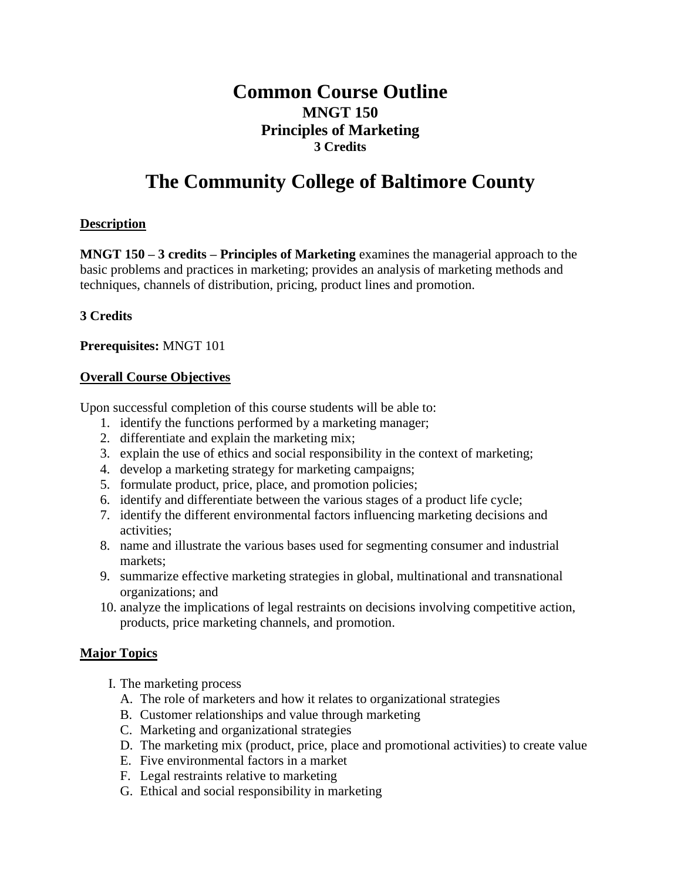# Common Course Outline

## MNGT 150
## Principles of Marketing
### 3 Credits

# The Community College of Baltimore County

**Description**

**MNGT 150 – 3 credits – Principles of Marketing** examines the managerial approach to the basic problems and practices in marketing; provides an analysis of marketing methods and techniques, channels of distribution, pricing, product lines and promotion.

**3 Credits**

**Prerequisites:** MNGT 101

**Overall Course Objectives**

Upon successful completion of this course students will be able to:

1. identify the functions performed by a marketing manager;
2. differentiate and explain the marketing mix;
3. explain the use of ethics and social responsibility in the context of marketing;
4. develop a marketing strategy for marketing campaigns;
5. formulate product, price, place, and promotion policies;
6. identify and differentiate between the various stages of a product life cycle;
7. identify the different environmental factors influencing marketing decisions and activities;
8. name and illustrate the various bases used for segmenting consumer and industrial markets;
9. summarize effective marketing strategies in global, multinational and transnational organizations; and
10. analyze the implications of legal restraints on decisions involving competitive action, products, price marketing channels, and promotion.

**Major Topics**

I. The marketing process
   A. The role of marketers and how it relates to organizational strategies
   B. Customer relationships and value through marketing
   C. Marketing and organizational strategies
   D. The marketing mix (product, price, place and promotional activities) to create value
   E. Five environmental factors in a market
   F. Legal restraints relative to marketing
   G. Ethical and social responsibility in marketing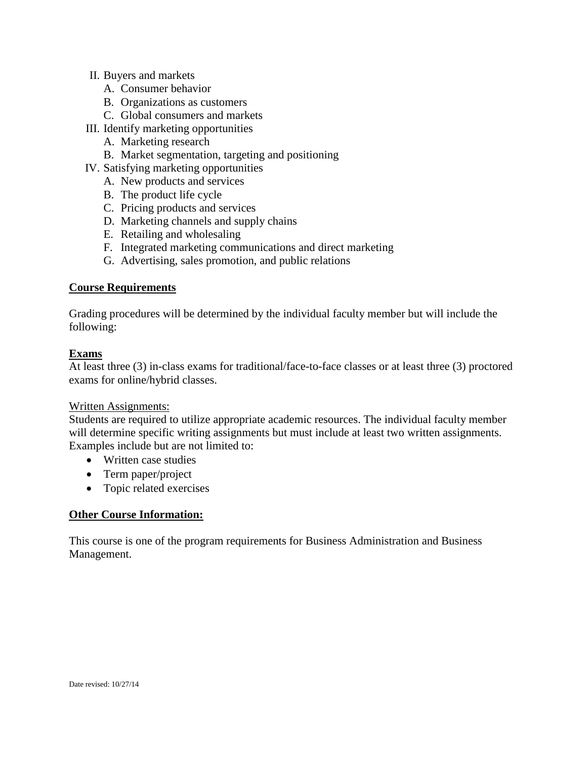II. Buyers and markets
    A. Consumer behavior
    B. Organizations as customers
    C. Global consumers and markets
III. Identify marketing opportunities
    A. Marketing research
    B. Market segmentation, targeting and positioning
IV. Satisfying marketing opportunities
    A. New products and services
    B. The product life cycle
    C. Pricing products and services
    D. Marketing channels and supply chains
    E. Retailing and wholesaling
    F. Integrated marketing communications and direct marketing
    G. Advertising, sales promotion, and public relations

## Course Requirements

Grading procedures will be determined by the individual faculty member but will include the following:

**Exams**

At least three (3) in-class exams for traditional/face-to-face classes or at least three (3) proctored exams for online/hybrid classes.

Written Assignments:

Students are required to utilize appropriate academic resources. The individual faculty member will determine specific writing assignments but must include at least two written assignments. Examples include but are not limited to:

- Written case studies
- Term paper/project
- Topic related exercises

## Other Course Information:

This course is one of the program requirements for Business Administration and Business Management.

Date revised: 10/27/14